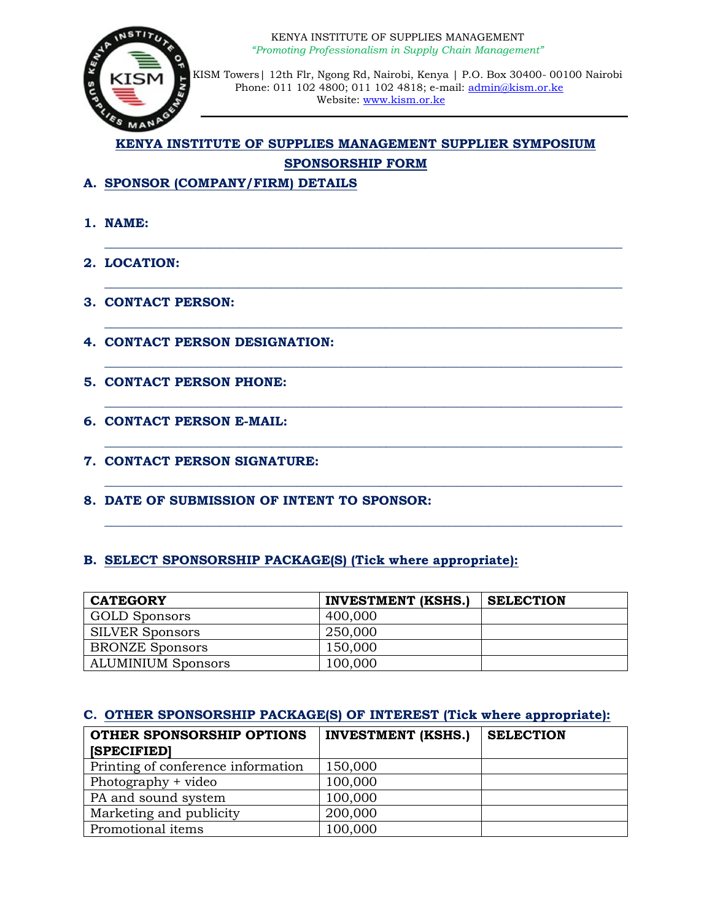KENYA INSTITUTE OF SUPPLIES MANAGEMENT

*"Promoting Professionalism in Supply Chain Management"*

KISM Towers| 12th Flr, Ngong Rd, Nairobi, Kenya | P.O. Box 30400- 00100 Nairobi
Phone: 011 102 4800; 011 102 4818; e-mail: admin@kism.or.ke
Website: www.kism.or.ke

# KENYA INSTITUTE OF SUPPLIES MANAGEMENT SUPPLIER SYMPOSIUM SPONSORSHIP FORM

## A. SPONSOR (COMPANY/FIRM) DETAILS

1. **NAME:**
   ______________________________________________________________________
2. **LOCATION:**
   ______________________________________________________________________
3. **CONTACT PERSON:**
   ______________________________________________________________________
4. **CONTACT PERSON DESIGNATION:**
   ______________________________________________________________________
5. **CONTACT PERSON PHONE:**
   ______________________________________________________________________
6. **CONTACT PERSON E-MAIL:**
   ______________________________________________________________________
7. **CONTACT PERSON SIGNATURE:**
   ______________________________________________________________________
8. **DATE OF SUBMISSION OF INTENT TO SPONSOR:**
   ______________________________________________________________________

## B. SELECT SPONSORSHIP PACKAGE(S) (Tick where appropriate):

| CATEGORY | INVESTMENT (KSHS.) | SELECTION |
|---|---|---|
| GOLD Sponsors | 400,000 | |
| SILVER Sponsors | 250,000 | |
| BRONZE Sponsors | 150,000 | |
| ALUMINIUM Sponsors | 100,000 | |

## C. OTHER SPONSORSHIP PACKAGE(S) OF INTEREST (Tick where appropriate):

| OTHER SPONSORSHIP OPTIONS [SPECIFIED] | INVESTMENT (KSHS.) | SELECTION |
|---|---|---|
| Printing of conference information | 150,000 | |
| Photography + video | 100,000 | |
| PA and sound system | 100,000 | |
| Marketing and publicity | 200,000 | |
| Promotional items | 100,000 | |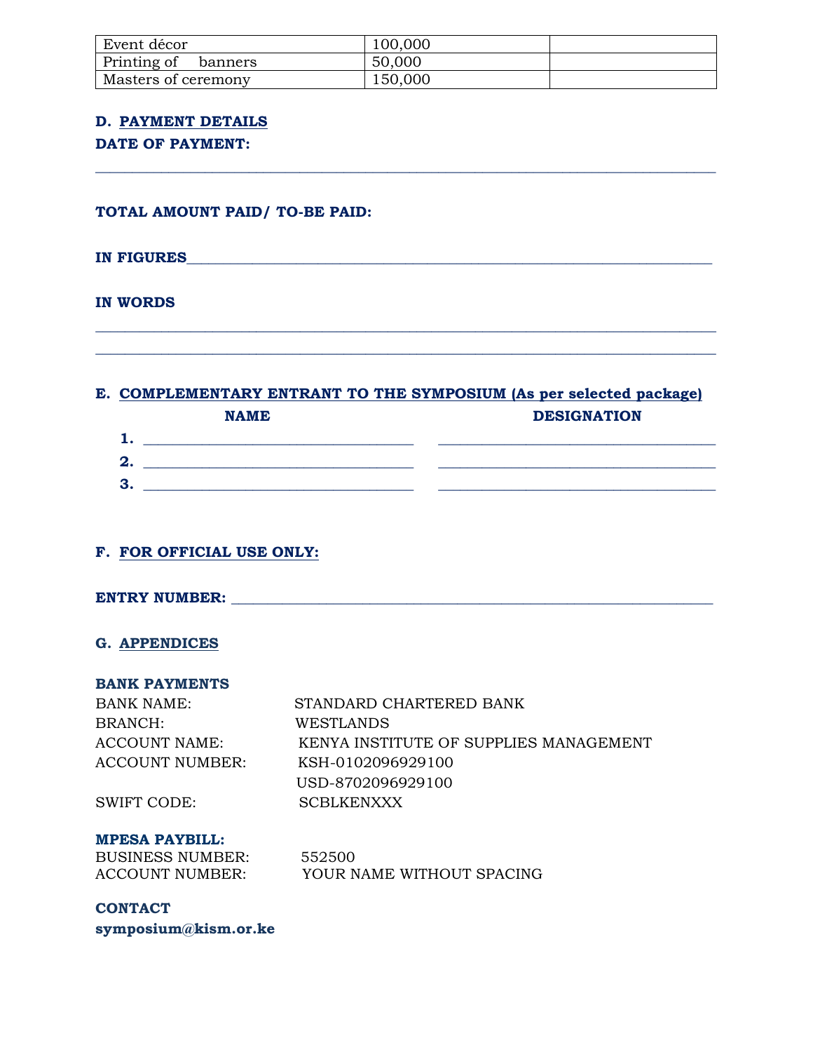| Event décor | 100,000 | |
|---|---|---|
| Printing of banners | 50,000 | |
| Masters of ceremony | 150,000 | |

**D. PAYMENT DETAILS**

**DATE OF PAYMENT:**

___________________________________________________________________________

**TOTAL AMOUNT PAID/ TO-BE PAID:**

**IN FIGURES**___________________________________________________________

**IN WORDS**

___________________________________________________________________________

___________________________________________________________________________

**E. COMPLEMENTARY ENTRANT TO THE SYMPOSIUM (As per selected package)**

| NAME | DESIGNATION |
|---|---|
| 1. ______________________ | ______________________ |
| 2. ______________________ | ______________________ |
| 3. ______________________ | ______________________ |

**F. FOR OFFICIAL USE ONLY:**

**ENTRY NUMBER:** _______________________________________________________

**G. APPENDICES**

**BANK PAYMENTS**

BANK NAME: STANDARD CHARTERED BANK

BRANCH: WESTLANDS

ACCOUNT NAME: KENYA INSTITUTE OF SUPPLIES MANAGEMENT

ACCOUNT NUMBER: KSH-0102096929100

USD-8702096929100

SWIFT CODE: SCBLKENXXX

**MPESA PAYBILL:**

BUSINESS NUMBER: 552500

ACCOUNT NUMBER: YOUR NAME WITHOUT SPACING

**CONTACT**

**symposium@kism.or.ke**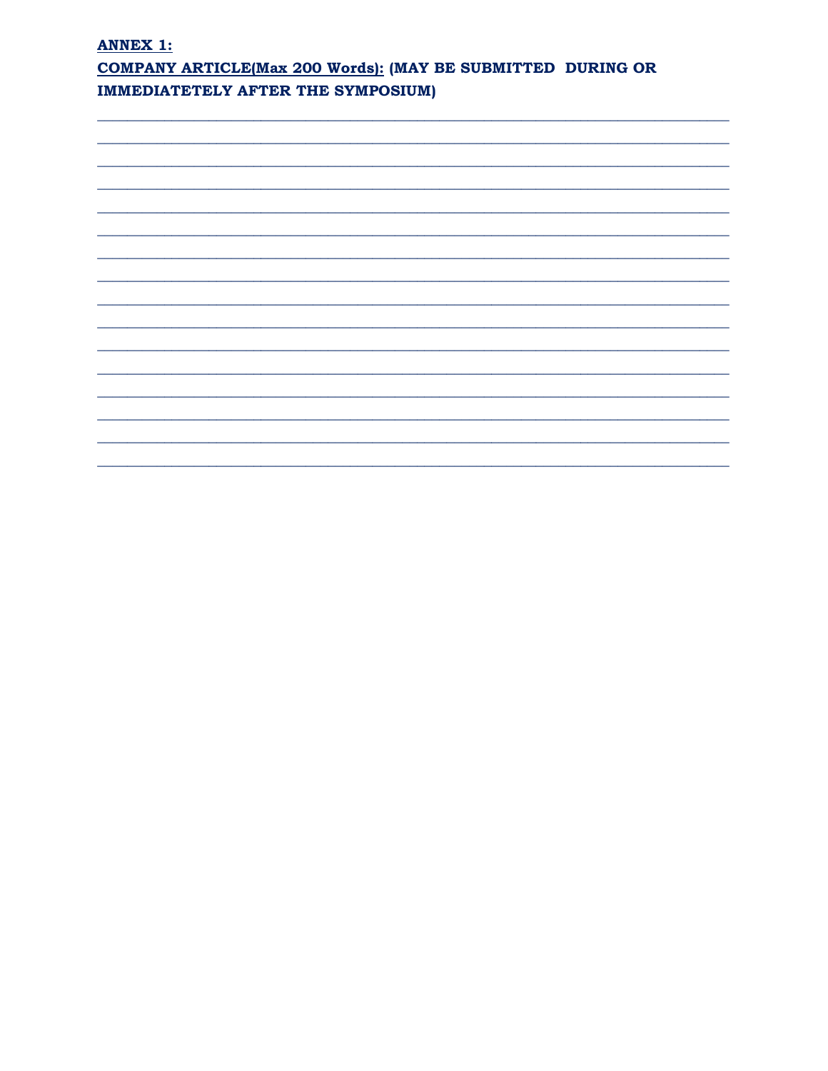**ANNEX 1:**

**COMPANY ARTICLE(Max 200 Words): (MAY BE SUBMITTED DURING OR IMMEDIATETELY AFTER THE SYMPOSIUM)**

________________________________________________________________________________

________________________________________________________________________________

________________________________________________________________________________

________________________________________________________________________________

________________________________________________________________________________

________________________________________________________________________________

________________________________________________________________________________

________________________________________________________________________________

________________________________________________________________________________

________________________________________________________________________________

________________________________________________________________________________

________________________________________________________________________________

________________________________________________________________________________

________________________________________________________________________________

________________________________________________________________________________

________________________________________________________________________________